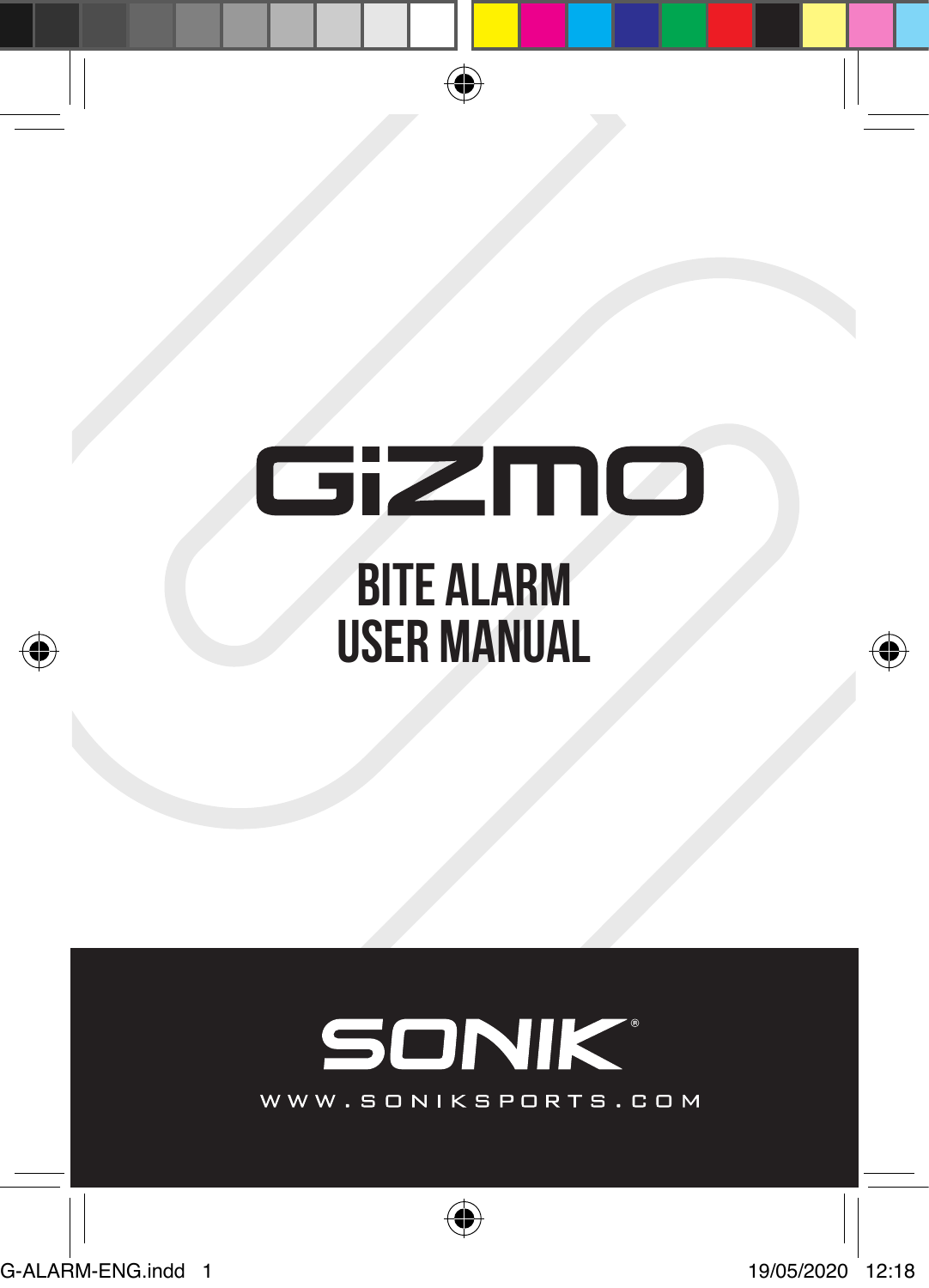# GiZMO

## BITE ALARM
## USER MANUAL

SONIK®

WWW.SONIKSPORTS.COM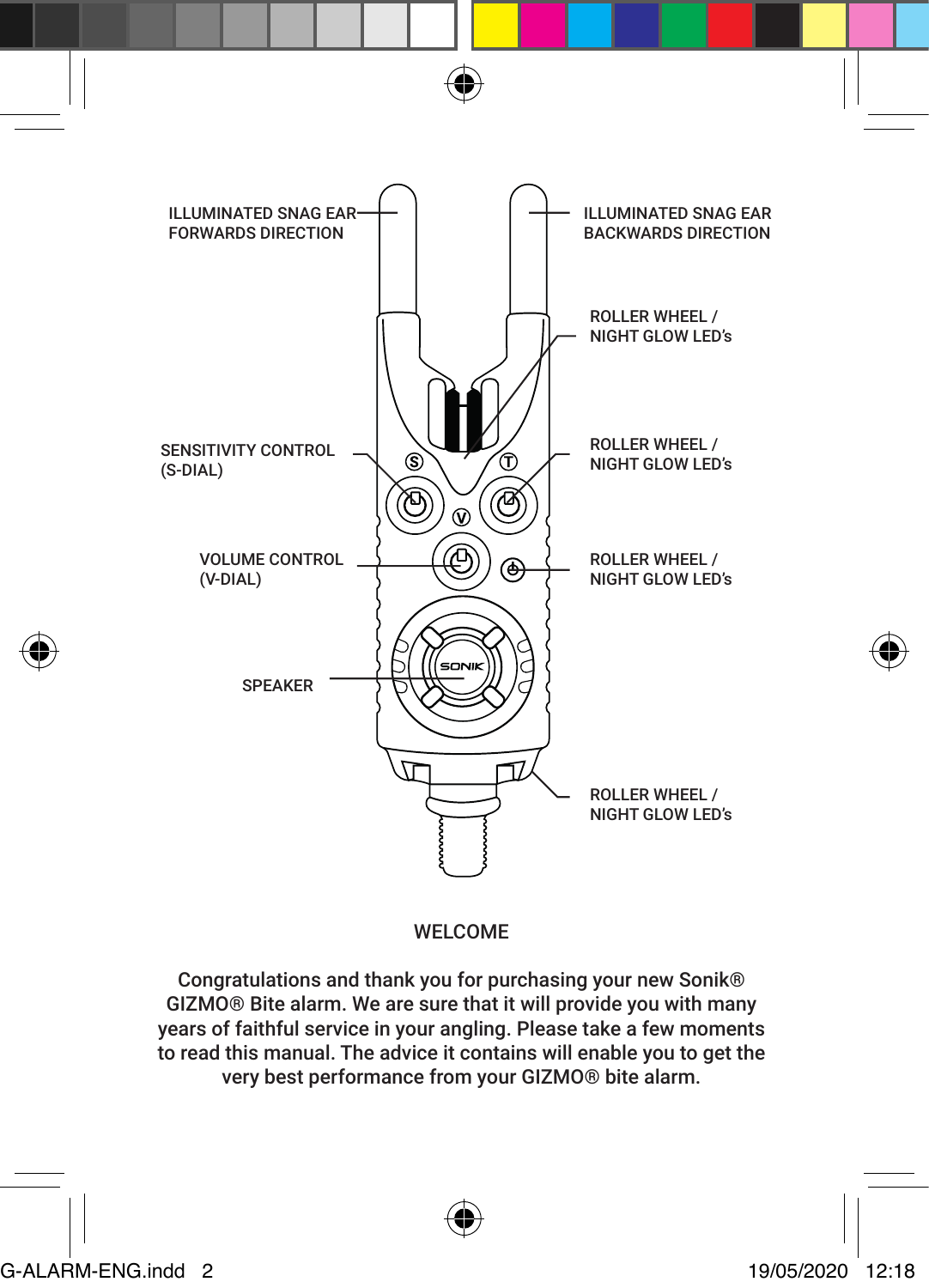ILLUMINATED SNAG EAR FORWARDS DIRECTION

ILLUMINATED SNAG EAR BACKWARDS DIRECTION

ROLLER WHEEL / NIGHT GLOW LED's

SENSITIVITY CONTROL (S-DIAL)

ROLLER WHEEL / NIGHT GLOW LED's

VOLUME CONTROL (V-DIAL)

ROLLER WHEEL / NIGHT GLOW LED's

SPEAKER

ROLLER WHEEL / NIGHT GLOW LED's

## WELCOME

Congratulations and thank you for purchasing your new Sonik® GIZMO® Bite alarm. We are sure that it will provide you with many years of faithful service in your angling. Please take a few moments to read this manual. The advice it contains will enable you to get the very best performance from your GIZMO® bite alarm.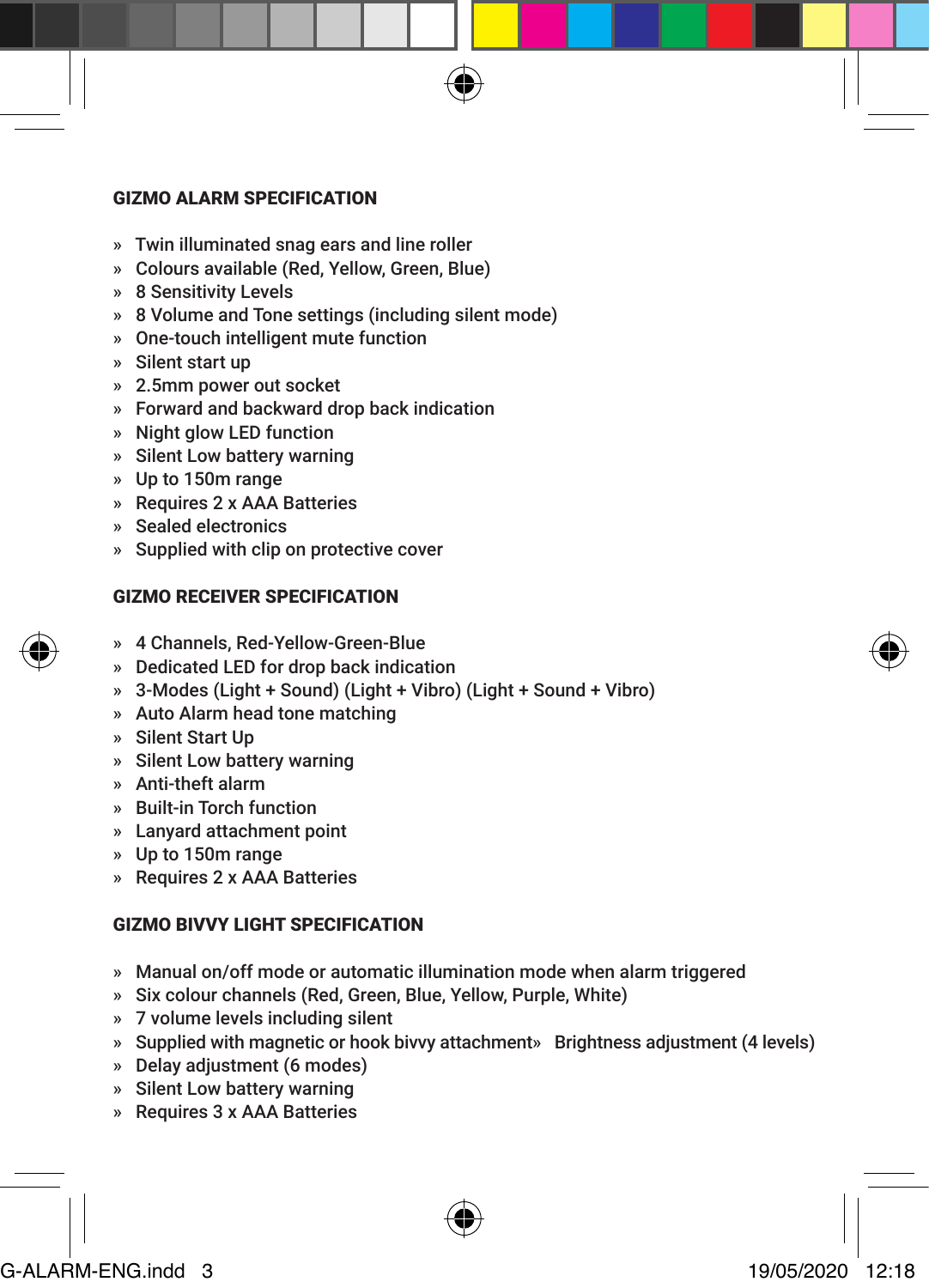## GIZMO ALARM SPECIFICATION

- Twin illuminated snag ears and line roller
- Colours available (Red, Yellow, Green, Blue)
- 8 Sensitivity Levels
- 8 Volume and Tone settings (including silent mode)
- One-touch intelligent mute function
- Silent start up
- 2.5mm power out socket
- Forward and backward drop back indication
- Night glow LED function
- Silent Low battery warning
- Up to 150m range
- Requires 2 x AAA Batteries
- Sealed electronics
- Supplied with clip on protective cover

## GIZMO RECEIVER SPECIFICATION

- 4 Channels, Red-Yellow-Green-Blue
- Dedicated LED for drop back indication
- 3-Modes (Light + Sound) (Light + Vibro) (Light + Sound + Vibro)
- Auto Alarm head tone matching
- Silent Start Up
- Silent Low battery warning
- Anti-theft alarm
- Built-in Torch function
- Lanyard attachment point
- Up to 150m range
- Requires 2 x AAA Batteries

## GIZMO BIVVY LIGHT SPECIFICATION

- Manual on/off mode or automatic illumination mode when alarm triggered
- Six colour channels (Red, Green, Blue, Yellow, Purple, White)
- 7 volume levels including silent
- Supplied with magnetic or hook bivvy attachment
- Brightness adjustment (4 levels)
- Delay adjustment (6 modes)
- Silent Low battery warning
- Requires 3 x AAA Batteries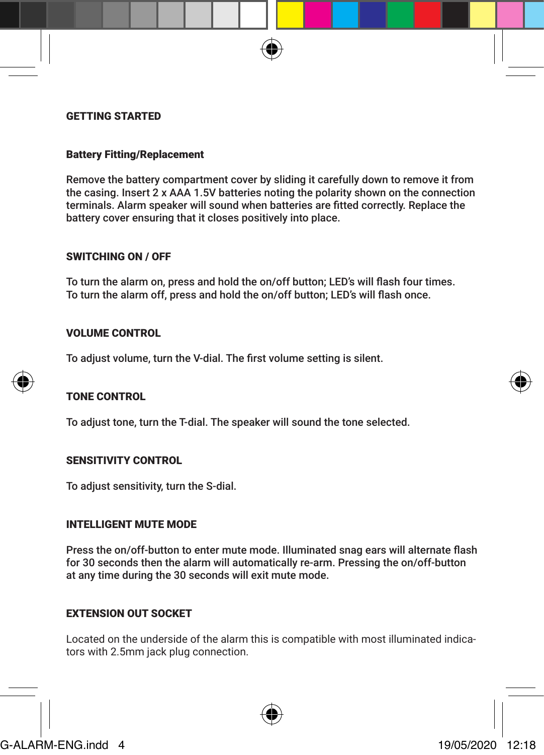## GETTING STARTED

### Battery Fitting/Replacement

Remove the battery compartment cover by sliding it carefully down to remove it from the casing. Insert 2 x AAA 1.5V batteries noting the polarity shown on the connection terminals. Alarm speaker will sound when batteries are fitted correctly. Replace the battery cover ensuring that it closes positively into place.

### SWITCHING ON / OFF

To turn the alarm on, press and hold the on/off button; LED's will flash four times.
To turn the alarm off, press and hold the on/off button; LED's will flash once.

### VOLUME CONTROL

To adjust volume, turn the V-dial. The first volume setting is silent.

### TONE CONTROL

To adjust tone, turn the T-dial. The speaker will sound the tone selected.

### SENSITIVITY CONTROL

To adjust sensitivity, turn the S-dial.

### INTELLIGENT MUTE MODE

Press the on/off-button to enter mute mode. Illuminated snag ears will alternate flash for 30 seconds then the alarm will automatically re-arm. Pressing the on/off-button at any time during the 30 seconds will exit mute mode.

### EXTENSION OUT SOCKET

Located on the underside of the alarm this is compatible with most illuminated indicators with 2.5mm jack plug connection.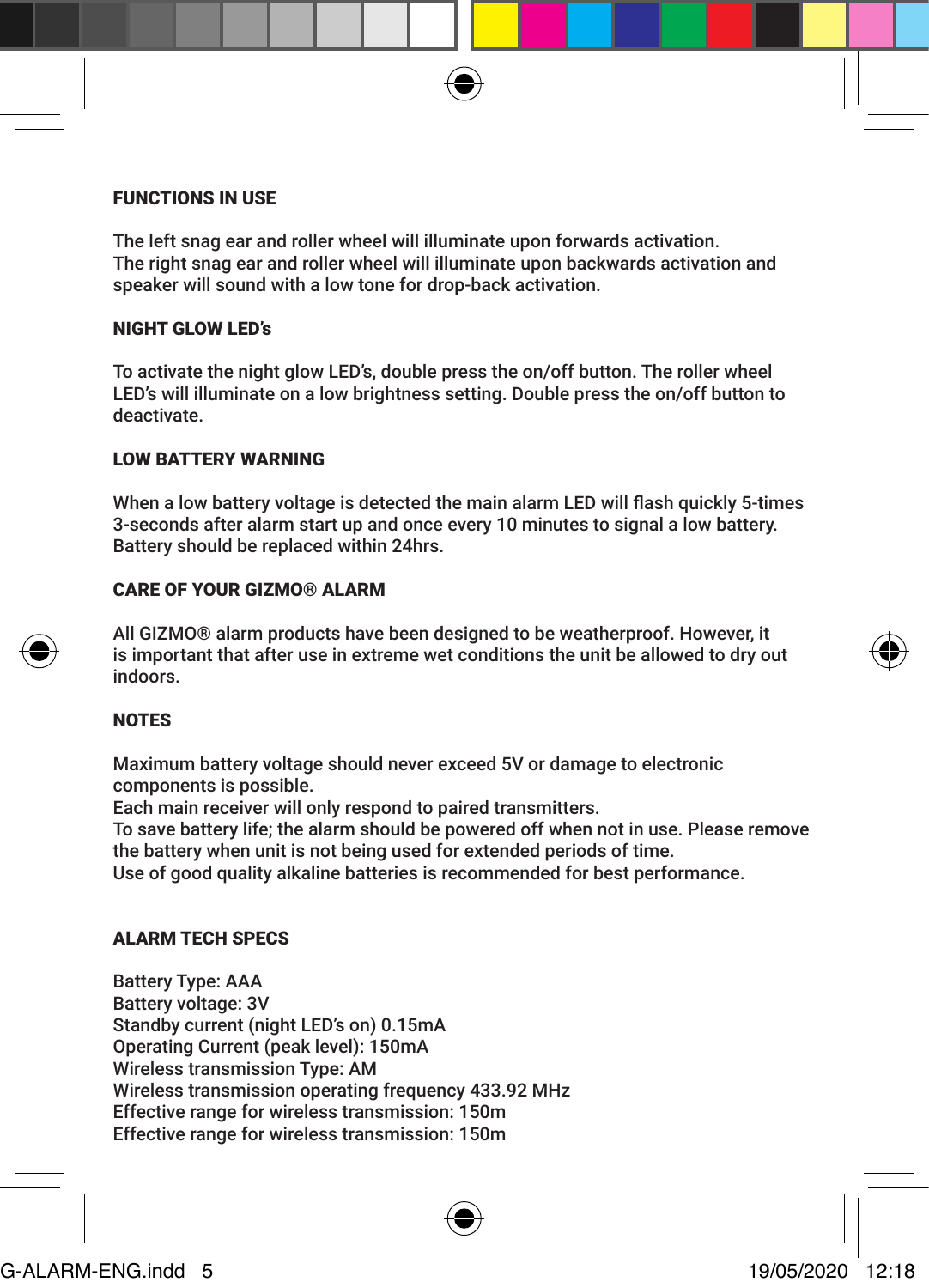## FUNCTIONS IN USE

The left snag ear and roller wheel will illuminate upon forwards activation.
The right snag ear and roller wheel will illuminate upon backwards activation and speaker will sound with a low tone for drop-back activation.

## NIGHT GLOW LED's

To activate the night glow LED's, double press the on/off button. The roller wheel LED's will illuminate on a low brightness setting. Double press the on/off button to deactivate.

## LOW BATTERY WARNING

When a low battery voltage is detected the main alarm LED will flash quickly 5-times 3-seconds after alarm start up and once every 10 minutes to signal a low battery. Battery should be replaced within 24hrs.

## CARE OF YOUR GIZMO® ALARM

All GIZMO® alarm products have been designed to be weatherproof. However, it is important that after use in extreme wet conditions the unit be allowed to dry out indoors.

## NOTES

Maximum battery voltage should never exceed 5V or damage to electronic components is possible.
Each main receiver will only respond to paired transmitters.
To save battery life; the alarm should be powered off when not in use. Please remove the battery when unit is not being used for extended periods of time.
Use of good quality alkaline batteries is recommended for best performance.

## ALARM TECH SPECS

Battery Type: AAA
Battery voltage: 3V
Standby current (night LED's on) 0.15mA
Operating Current (peak level): 150mA
Wireless transmission Type: AM
Wireless transmission operating frequency 433.92 MHz
Effective range for wireless transmission: 150m
Effective range for wireless transmission: 150m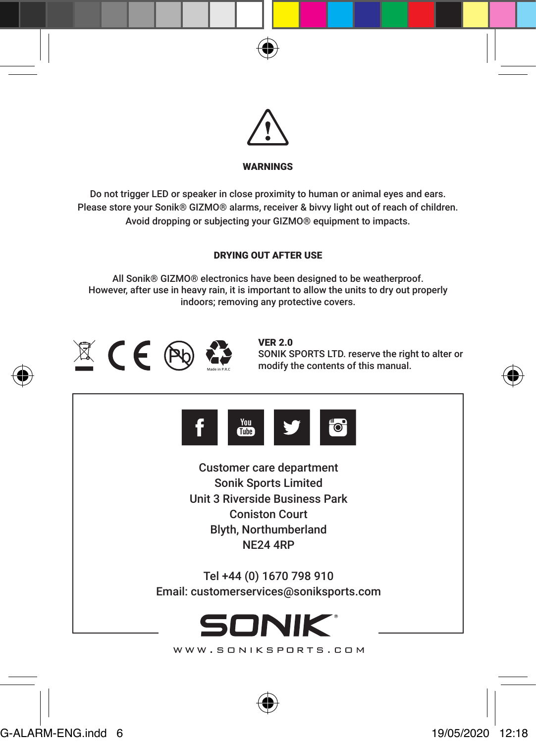## WARNINGS

Do not trigger LED or speaker in close proximity to human or animal eyes and ears.
Please store your Sonik® GIZMO® alarms, receiver & bivvy light out of reach of children.
Avoid dropping or subjecting your GIZMO® equipment to impacts.

## DRYING OUT AFTER USE

All Sonik® GIZMO® electronics have been designed to be weatherproof.
However, after use in heavy rain, it is important to allow the units to dry out properly indoors; removing any protective covers.

Made in P.R.C

**VER 2.0**
SONIK SPORTS LTD. reserve the right to alter or modify the contents of this manual.

Customer care department
Sonik Sports Limited
Unit 3 Riverside Business Park
Coniston Court
Blyth, Northumberland
NE24 4RP

Tel +44 (0) 1670 798 910
Email: customerservices@soniksports.com

SONIK®

WWW.SONIKSPORTS.COM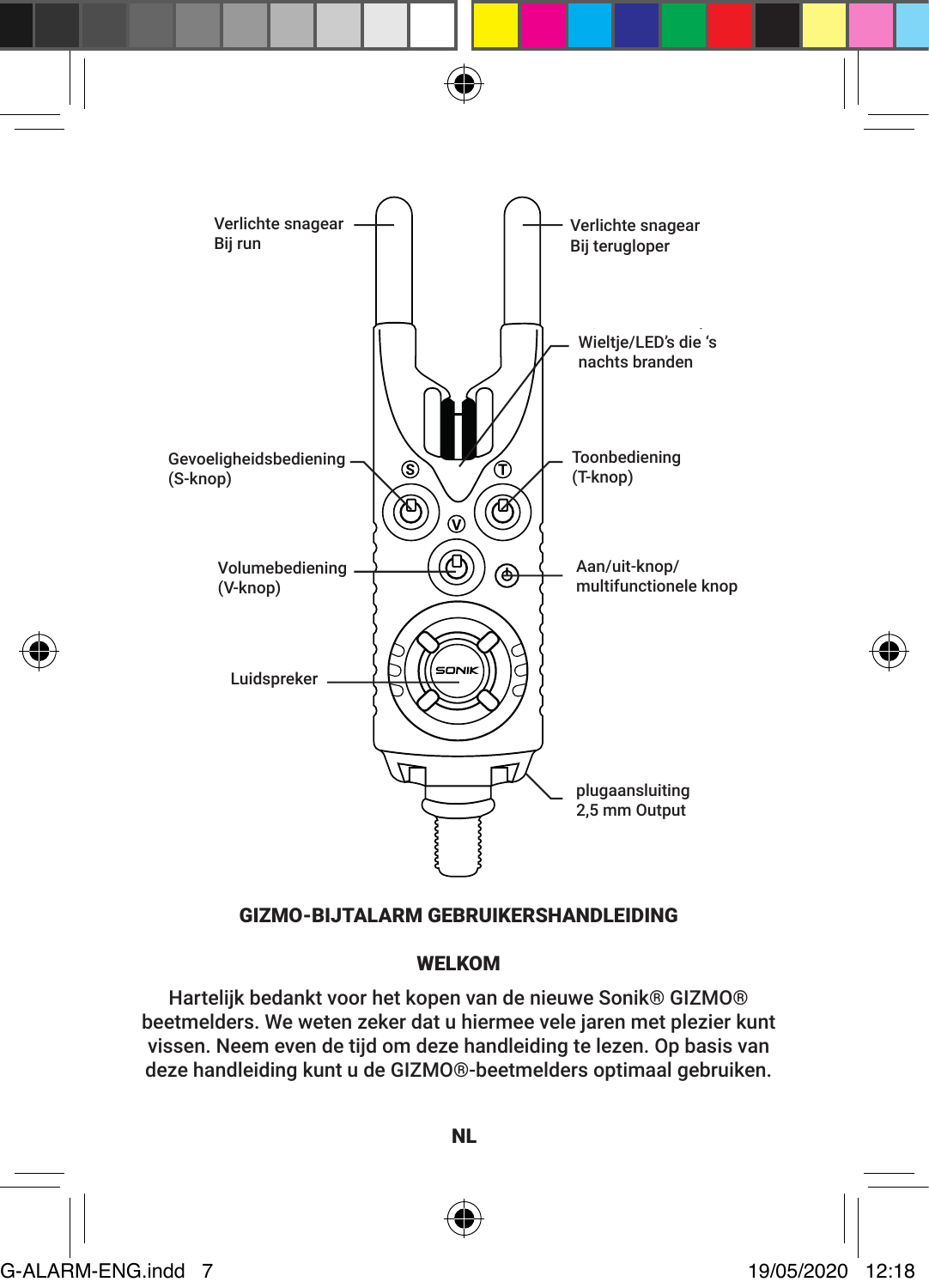Verlichte snagear
Bij run

Verlichte snagear
Bij terugloper

Wieltje/LED's die 's nachts branden

Gevoeligheidsbediening
(S-knop)

Toonbediening
(T-knop)

Volumebediening
(V-knop)

Aan/uit-knop/
multifunctionele knop

Luidspreker

plugaansluiting
2,5 mm Output

## GIZMO-BIJTALARM GEBRUIKERSHANDLEIDING

### WELKOM

Hartelijk bedankt voor het kopen van de nieuwe Sonik® GIZMO® beetmelders. We weten zeker dat u hiermee vele jaren met plezier kunt vissen. Neem even de tijd om deze handleiding te lezen. Op basis van deze handleiding kunt u de GIZMO®-beetmelders optimaal gebruiken.

**NL**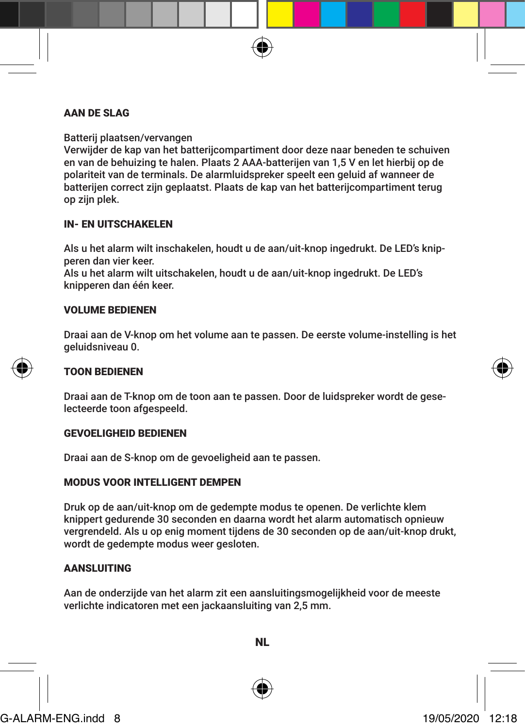## AAN DE SLAG

Batterij plaatsen/vervangen
Verwijder de kap van het batterijcompartiment door deze naar beneden te schuiven en van de behuizing te halen. Plaats 2 AAA-batterijen van 1,5 V en let hierbij op de polariteit van de terminals. De alarmluidspreker speelt een geluid af wanneer de batterijen correct zijn geplaatst. Plaats de kap van het batterijcompartiment terug op zijn plek.

## IN- EN UITSCHAKELEN

Als u het alarm wilt inschakelen, houdt u de aan/uit-knop ingedrukt. De LED's knipperen dan vier keer.
Als u het alarm wilt uitschakelen, houdt u de aan/uit-knop ingedrukt. De LED's knipperen dan één keer.

## VOLUME BEDIENEN

Draai aan de V-knop om het volume aan te passen. De eerste volume-instelling is het geluidsniveau 0.

## TOON BEDIENEN

Draai aan de T-knop om de toon aan te passen. Door de luidspreker wordt de geselecteerde toon afgespeeld.

## GEVOELIGHEID BEDIENEN

Draai aan de S-knop om de gevoeligheid aan te passen.

## MODUS VOOR INTELLIGENT DEMPEN

Druk op de aan/uit-knop om de gedempte modus te openen. De verlichte klem knippert gedurende 30 seconden en daarna wordt het alarm automatisch opnieuw vergrendeld. Als u op enig moment tijdens de 30 seconden op de aan/uit-knop drukt, wordt de gedempte modus weer gesloten.

## AANSLUITING

Aan de onderzijde van het alarm zit een aansluitingsmogelijkheid voor de meeste verlichte indicatoren met een jackaansluiting van 2,5 mm.

NL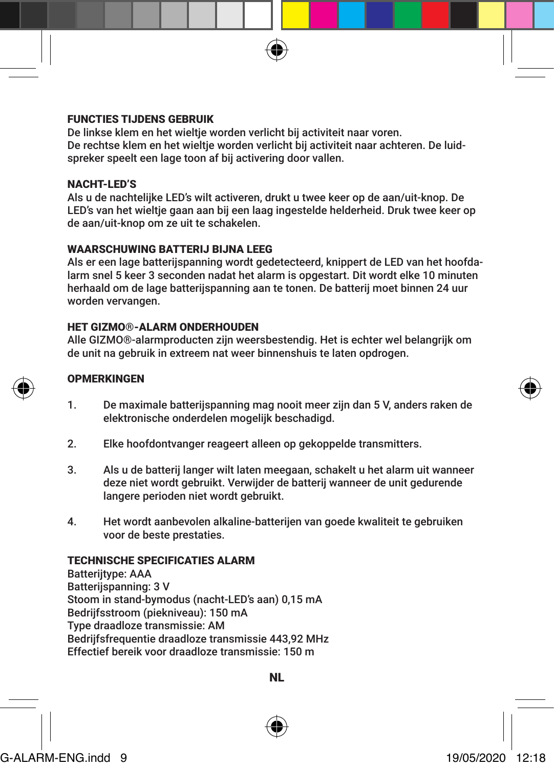## FUNCTIES TIJDENS GEBRUIK

De linkse klem en het wieltje worden verlicht bij activiteit naar voren.
De rechtse klem en het wieltje worden verlicht bij activiteit naar achteren. De luidspreker speelt een lage toon af bij activering door vallen.

## NACHT-LED'S

Als u de nachtelijke LED's wilt activeren, drukt u twee keer op de aan/uit-knop. De LED's van het wieltje gaan aan bij een laag ingestelde helderheid. Druk twee keer op de aan/uit-knop om ze uit te schakelen.

## WAARSCHUWING BATTERIJ BIJNA LEEG

Als er een lage batterijspanning wordt gedetecteerd, knippert de LED van het hoofdalarm snel 5 keer 3 seconden nadat het alarm is opgestart. Dit wordt elke 10 minuten herhaald om de lage batterijspanning aan te tonen. De batterij moet binnen 24 uur worden vervangen.

## HET GIZMO®-ALARM ONDERHOUDEN

Alle GIZMO®-alarmproducten zijn weersbestendig. Het is echter wel belangrijk om de unit na gebruik in extreem nat weer binnenshuis te laten opdrogen.

## OPMERKINGEN

1. De maximale batterijspanning mag nooit meer zijn dan 5 V, anders raken de elektronische onderdelen mogelijk beschadigd.

2. Elke hoofdontvanger reageert alleen op gekoppelde transmitters.

3. Als u de batterij langer wilt laten meegaan, schakelt u het alarm uit wanneer deze niet wordt gebruikt. Verwijder de batterij wanneer de unit gedurende langere perioden niet wordt gebruikt.

4. Het wordt aanbevolen alkaline-batterijen van goede kwaliteit te gebruiken voor de beste prestaties.

## TECHNISCHE SPECIFICATIES ALARM

Batterijtype: AAA
Batterijspanning: 3 V
Stoom in stand-bymodus (nacht-LED's aan) 0,15 mA
Bedrijfsstroom (piekniveau): 150 mA
Type draadloze transmissie: AM
Bedrijfsfrequentie draadloze transmissie 443,92 MHz
Effectief bereik voor draadloze transmissie: 150 m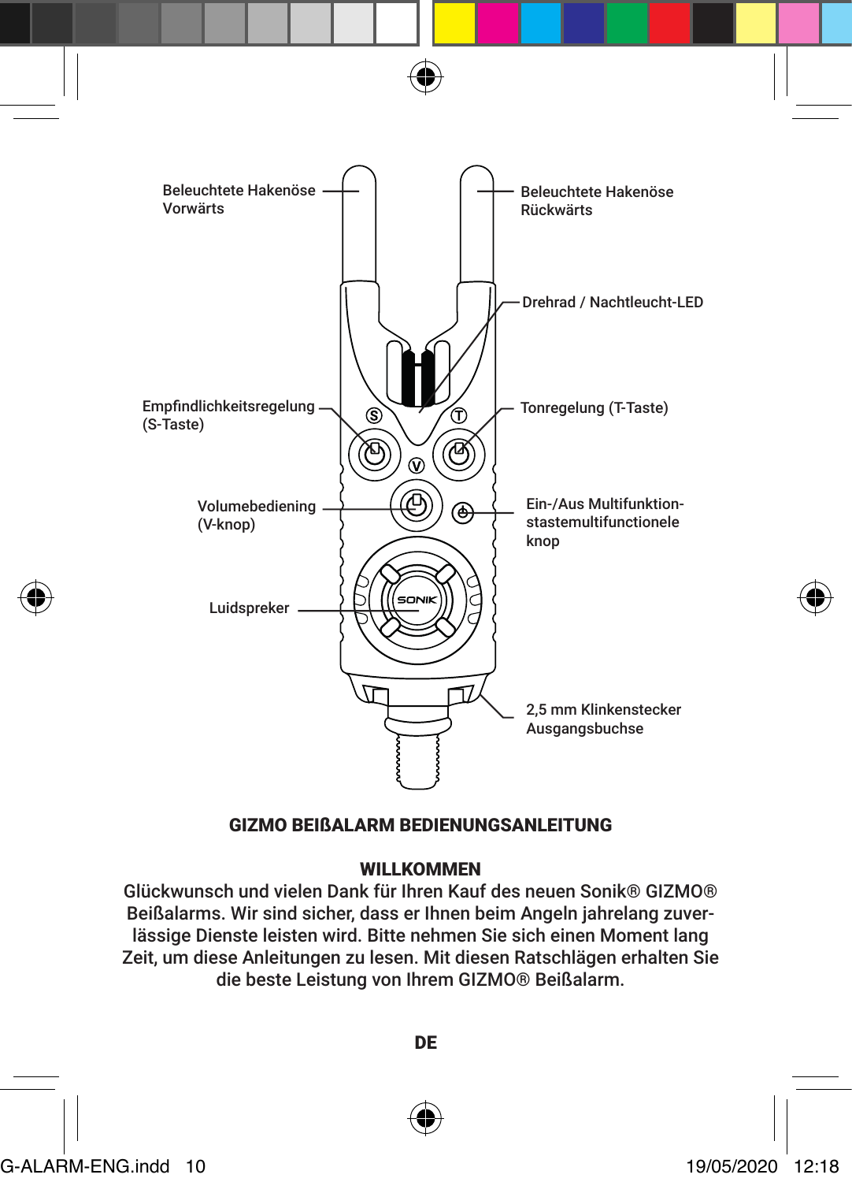Beleuchtete Hakenöse Vorwärts

Beleuchtete Hakenöse Rückwärts

Drehrad / Nachtleucht-LED

Empfindlichkeitsregelung (S-Taste)

Tonregelung (T-Taste)

Volumebediening (V-knop)

Ein-/Aus Multifunktion-stastemultifunctionele knop

Luidspreker

2,5 mm Klinkenstecker Ausgangsbuchse

## GIZMO BEIßALARM BEDIENUNGSANLEITUNG

### WILLKOMMEN

Glückwunsch und vielen Dank für Ihren Kauf des neuen Sonik® GIZMO® Beißalarms. Wir sind sicher, dass er Ihnen beim Angeln jahrelang zuverlässige Dienste leisten wird. Bitte nehmen Sie sich einen Moment lang Zeit, um diese Anleitungen zu lesen. Mit diesen Ratschlägen erhalten Sie die beste Leistung von Ihrem GIZMO® Beißalarm.

**DE**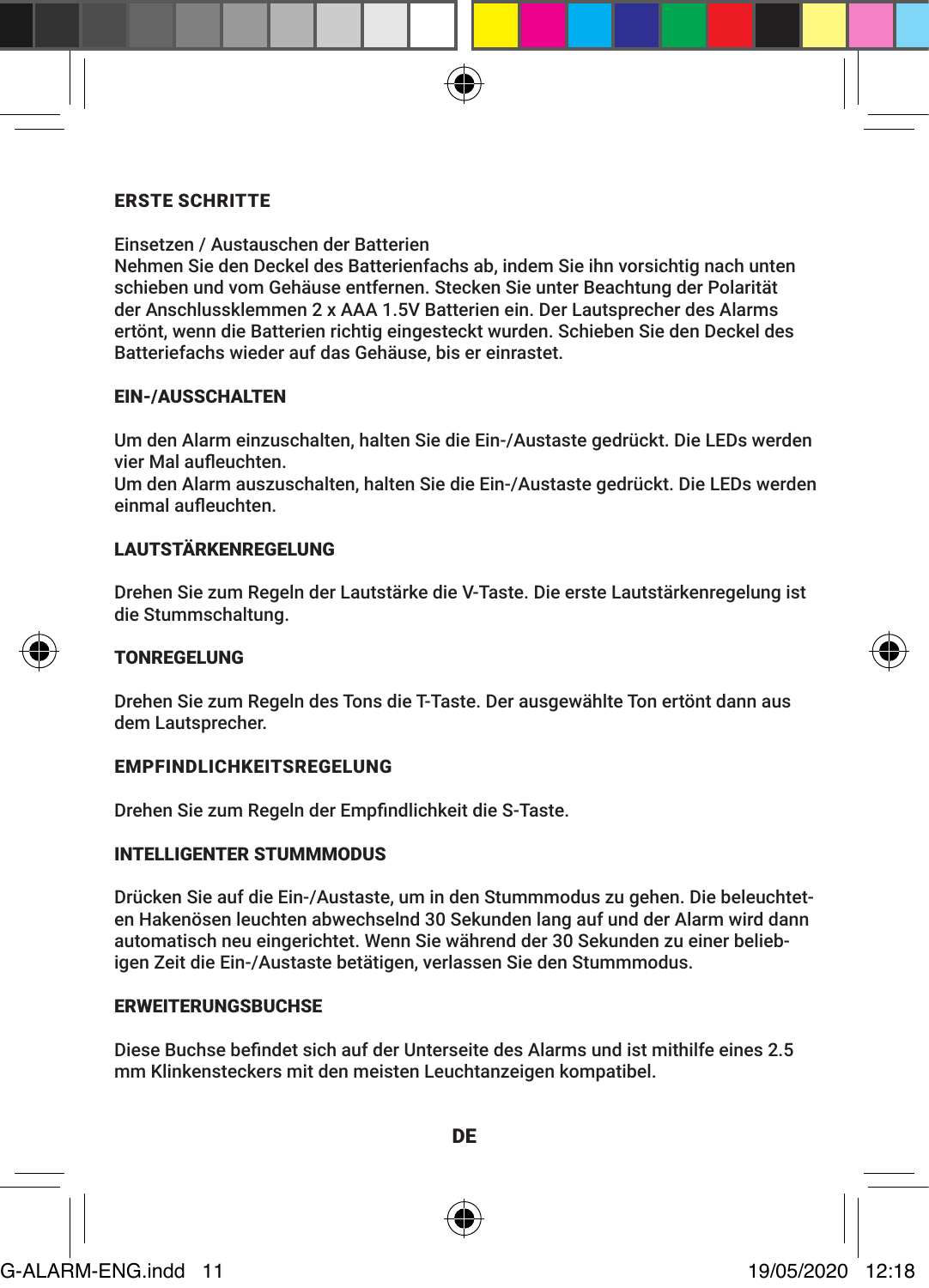## ERSTE SCHRITTE

Einsetzen / Austauschen der Batterien
Nehmen Sie den Deckel des Batterienfachs ab, indem Sie ihn vorsichtig nach unten schieben und vom Gehäuse entfernen. Stecken Sie unter Beachtung der Polarität der Anschlussklemmen 2 x AAA 1.5V Batterien ein. Der Lautsprecher des Alarms ertönt, wenn die Batterien richtig eingesteckt wurden. Schieben Sie den Deckel des Batteriefachs wieder auf das Gehäuse, bis er einrastet.

## EIN-/AUSSCHALTEN

Um den Alarm einzuschalten, halten Sie die Ein-/Austaste gedrückt. Die LEDs werden vier Mal aufleuchten.
Um den Alarm auszuschalten, halten Sie die Ein-/Austaste gedrückt. Die LEDs werden einmal aufleuchten.

## LAUTSTÄRKENREGELUNG

Drehen Sie zum Regeln der Lautstärke die V-Taste. Die erste Lautstärkenregelung ist die Stummschaltung.

## TONREGELUNG

Drehen Sie zum Regeln des Tons die T-Taste. Der ausgewählte Ton ertönt dann aus dem Lautsprecher.

## EMPFINDLICHKEITSREGELUNG

Drehen Sie zum Regeln der Empfindlichkeit die S-Taste.

## INTELLIGENTER STUMMMODUS

Drücken Sie auf die Ein-/Austaste, um in den Stummmodus zu gehen. Die beleuchteten Hakenösen leuchten abwechselnd 30 Sekunden lang auf und der Alarm wird dann automatisch neu eingerichtet. Wenn Sie während der 30 Sekunden zu einer beliebigen Zeit die Ein-/Austaste betätigen, verlassen Sie den Stummmodus.

## ERWEITERUNGSBUCHSE

Diese Buchse befindet sich auf der Unterseite des Alarms und ist mithilfe eines 2.5 mm Klinkensteckers mit den meisten Leuchtanzeigen kompatibel.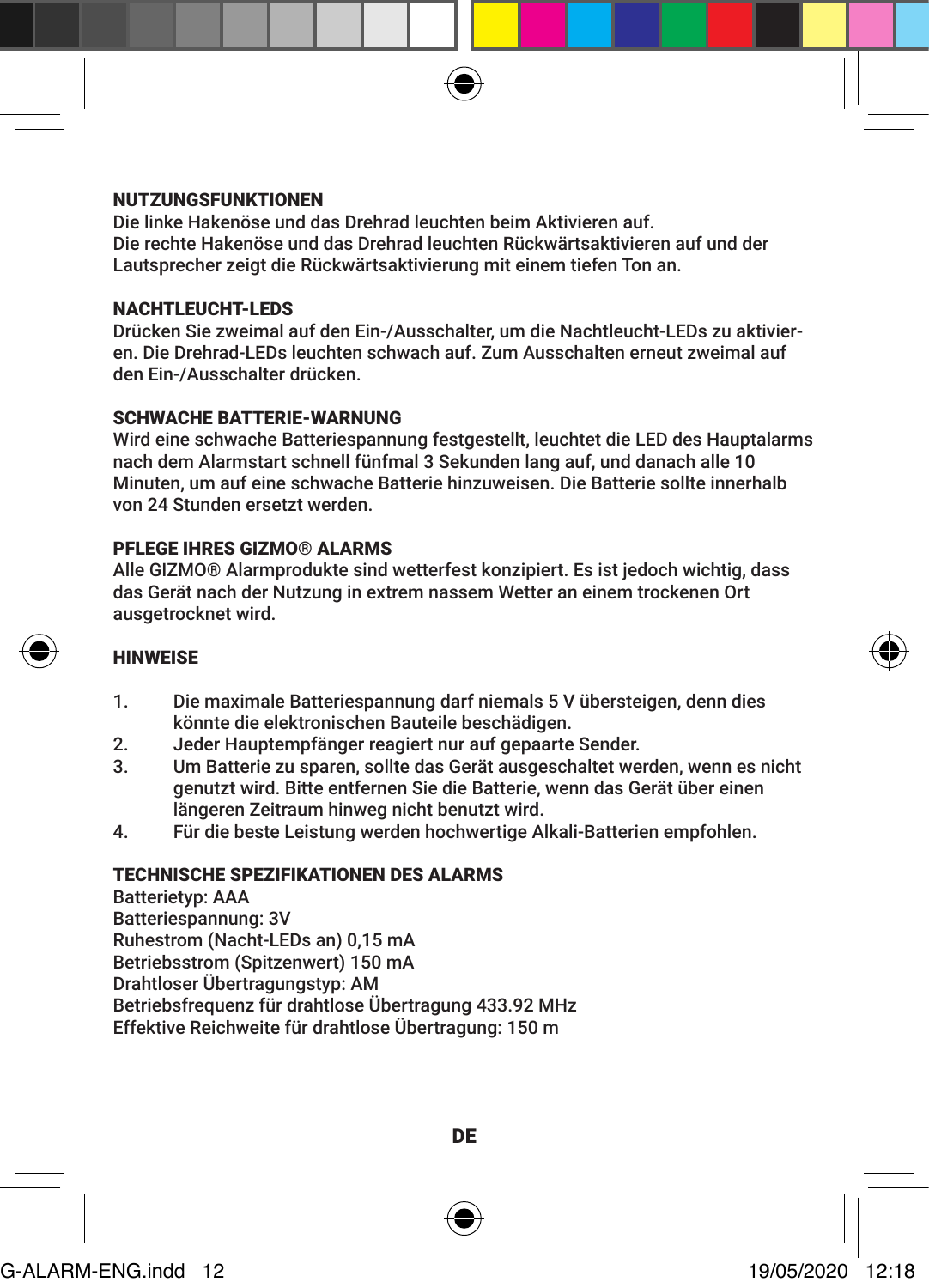## NUTZUNGSFUNKTIONEN

Die linke Hakenöse und das Drehrad leuchten beim Aktivieren auf.
Die rechte Hakenöse und das Drehrad leuchten Rückwärtsaktivieren auf und der Lautsprecher zeigt die Rückwärtsaktivierung mit einem tiefen Ton an.

## NACHTLEUCHT-LEDS

Drücken Sie zweimal auf den Ein-/Ausschalter, um die Nachtleucht-LEDs zu aktivieren. Die Drehrad-LEDs leuchten schwach auf. Zum Ausschalten erneut zweimal auf den Ein-/Ausschalter drücken.

## SCHWACHE BATTERIE-WARNUNG

Wird eine schwache Batteriespannung festgestellt, leuchtet die LED des Hauptalarms nach dem Alarmstart schnell fünfmal 3 Sekunden lang auf, und danach alle 10 Minuten, um auf eine schwache Batterie hinzuweisen. Die Batterie sollte innerhalb von 24 Stunden ersetzt werden.

## PFLEGE IHRES GIZMO® ALARMS

Alle GIZMO® Alarmprodukte sind wetterfest konzipiert. Es ist jedoch wichtig, dass das Gerät nach der Nutzung in extrem nassem Wetter an einem trockenen Ort ausgetrocknet wird.

## HINWEISE

1. Die maximale Batteriespannung darf niemals 5 V übersteigen, denn dies könnte die elektronischen Bauteile beschädigen.
2. Jeder Hauptempfänger reagiert nur auf gepaarte Sender.
3. Um Batterie zu sparen, sollte das Gerät ausgeschaltet werden, wenn es nicht genutzt wird. Bitte entfernen Sie die Batterie, wenn das Gerät über einen längeren Zeitraum hinweg nicht benutzt wird.
4. Für die beste Leistung werden hochwertige Alkali-Batterien empfohlen.

## TECHNISCHE SPEZIFIKATIONEN DES ALARMS

Batterietyp: AAA
Batteriespannung: 3V
Ruhestrom (Nacht-LEDs an) 0,15 mA
Betriebsstrom (Spitzenwert) 150 mA
Drahtloser Übertragungstyp: AM
Betriebsfrequenz für drahtlose Übertragung 433.92 MHz
Effektive Reichweite für drahtlose Übertragung: 150 m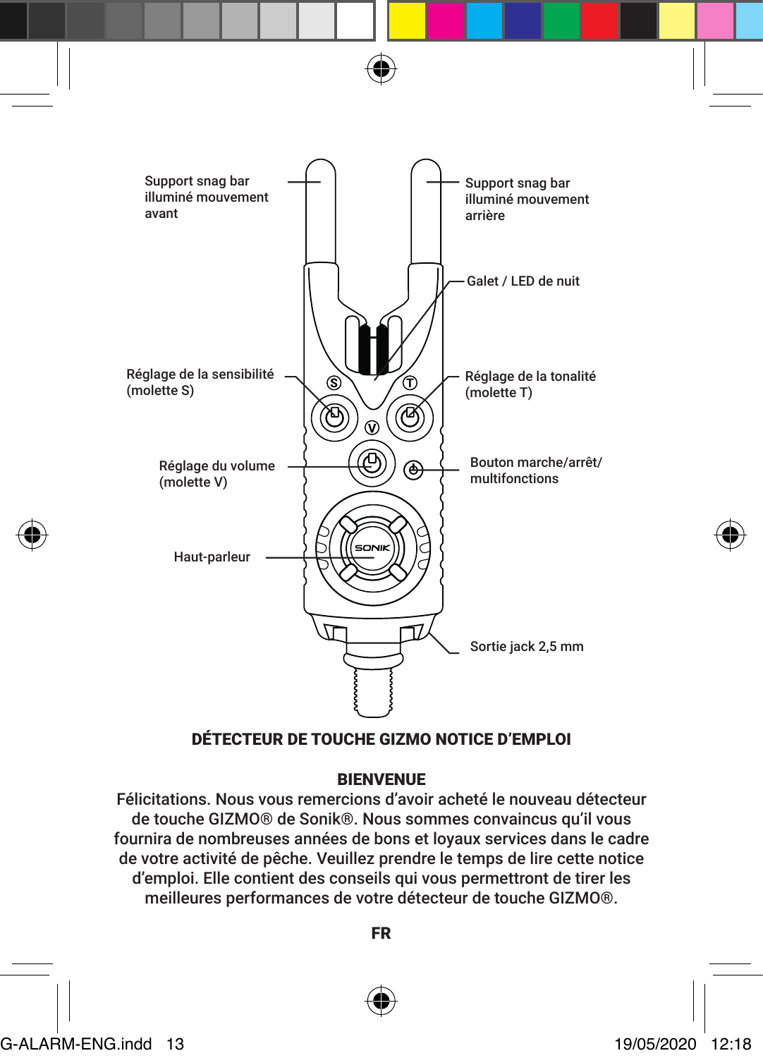Support snag bar illuminé mouvement avant

Support snag bar illuminé mouvement arrière

Galet / LED de nuit

Réglage de la sensibilité (molette S)

Réglage de la tonalité (molette T)

Réglage du volume (molette V)

Bouton marche/arrêt/ multifonctions

Haut-parleur

Sortie jack 2,5 mm

## DÉTECTEUR DE TOUCHE GIZMO NOTICE D'EMPLOI

### BIENVENUE

Félicitations. Nous vous remercions d'avoir acheté le nouveau détecteur de touche GIZMO® de Sonik®. Nous sommes convaincus qu'il vous fournira de nombreuses années de bons et loyaux services dans le cadre de votre activité de pêche. Veuillez prendre le temps de lire cette notice d'emploi. Elle contient des conseils qui vous permettront de tirer les meilleures performances de votre détecteur de touche GIZMO®.

**FR**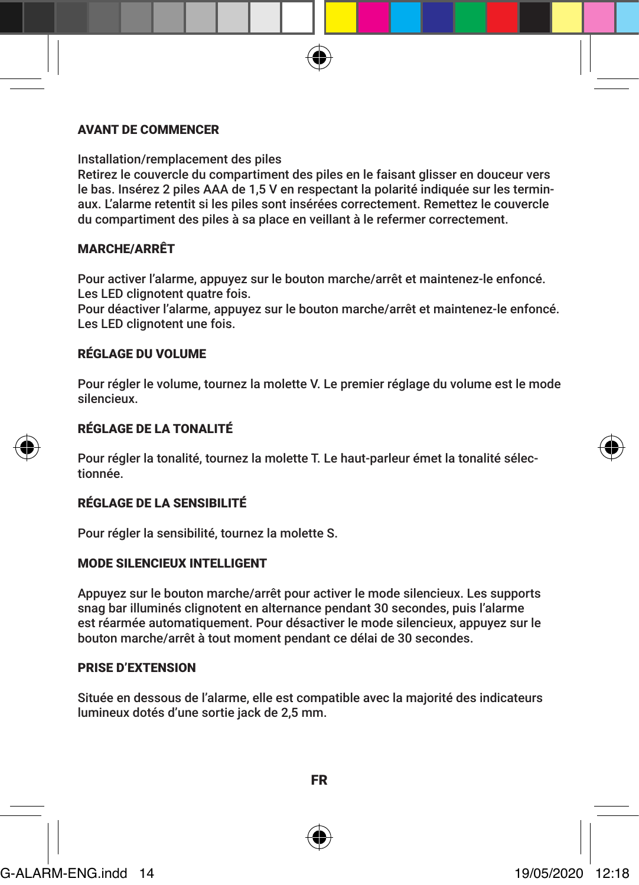## AVANT DE COMMENCER

Installation/remplacement des piles
Retirez le couvercle du compartiment des piles en le faisant glisser en douceur vers le bas. Insérez 2 piles AAA de 1,5 V en respectant la polarité indiquée sur les terminaux. L'alarme retentit si les piles sont insérées correctement. Remettez le couvercle du compartiment des piles à sa place en veillant à le refermer correctement.

## MARCHE/ARRÊT

Pour activer l'alarme, appuyez sur le bouton marche/arrêt et maintenez-le enfoncé. Les LED clignotent quatre fois.
Pour déactiver l'alarme, appuyez sur le bouton marche/arrêt et maintenez-le enfoncé. Les LED clignotent une fois.

## RÉGLAGE DU VOLUME

Pour régler le volume, tournez la molette V. Le premier réglage du volume est le mode silencieux.

## RÉGLAGE DE LA TONALITÉ

Pour régler la tonalité, tournez la molette T. Le haut-parleur émet la tonalité sélectionnée.

## RÉGLAGE DE LA SENSIBILITÉ

Pour régler la sensibilité, tournez la molette S.

## MODE SILENCIEUX INTELLIGENT

Appuyez sur le bouton marche/arrêt pour activer le mode silencieux. Les supports snag bar illuminés clignotent en alternance pendant 30 secondes, puis l'alarme est réarmée automatiquement. Pour désactiver le mode silencieux, appuyez sur le bouton marche/arrêt à tout moment pendant ce délai de 30 secondes.

## PRISE D'EXTENSION

Située en dessous de l'alarme, elle est compatible avec la majorité des indicateurs lumineux dotés d'une sortie jack de 2,5 mm.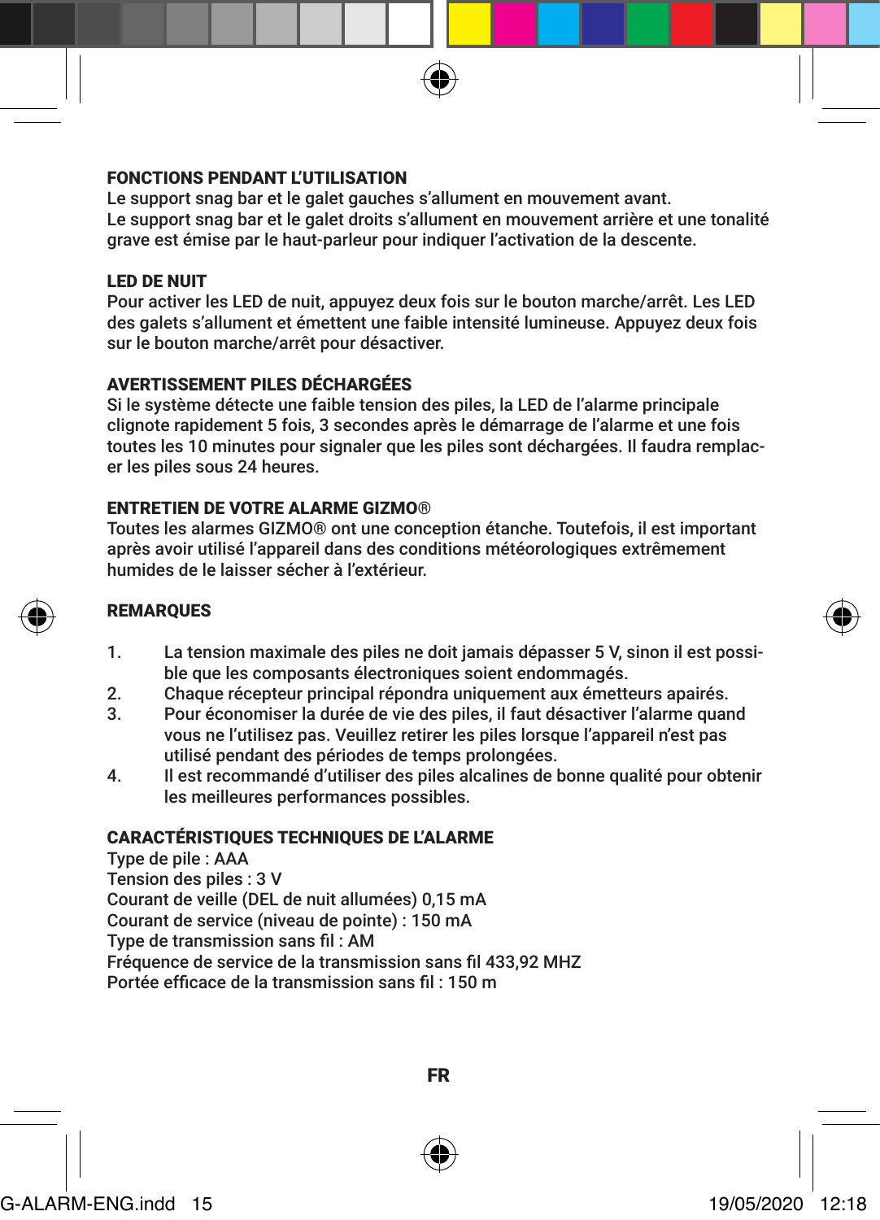## FONCTIONS PENDANT L'UTILISATION

Le support snag bar et le galet gauches s'allument en mouvement avant.
Le support snag bar et le galet droits s'allument en mouvement arrière et une tonalité grave est émise par le haut-parleur pour indiquer l'activation de la descente.

## LED DE NUIT

Pour activer les LED de nuit, appuyez deux fois sur le bouton marche/arrêt. Les LED des galets s'allument et émettent une faible intensité lumineuse. Appuyez deux fois sur le bouton marche/arrêt pour désactiver.

## AVERTISSEMENT PILES DÉCHARGÉES

Si le système détecte une faible tension des piles, la LED de l'alarme principale clignote rapidement 5 fois, 3 secondes après le démarrage de l'alarme et une fois toutes les 10 minutes pour signaler que les piles sont déchargées. Il faudra remplacer les piles sous 24 heures.

## ENTRETIEN DE VOTRE ALARME GIZMO®

Toutes les alarmes GIZMO® ont une conception étanche. Toutefois, il est important après avoir utilisé l'appareil dans des conditions météorologiques extrêmement humides de le laisser sécher à l'extérieur.

## REMARQUES

1. La tension maximale des piles ne doit jamais dépasser 5 V, sinon il est possible que les composants électroniques soient endommagés.
2. Chaque récepteur principal répondra uniquement aux émetteurs apairés.
3. Pour économiser la durée de vie des piles, il faut désactiver l'alarme quand vous ne l'utilisez pas. Veuillez retirer les piles lorsque l'appareil n'est pas utilisé pendant des périodes de temps prolongées.
4. Il est recommandé d'utiliser des piles alcalines de bonne qualité pour obtenir les meilleures performances possibles.

## CARACTÉRISTIQUES TECHNIQUES DE L'ALARME

Type de pile : AAA
Tension des piles : 3 V
Courant de veille (DEL de nuit allumées) 0,15 mA
Courant de service (niveau de pointe) : 150 mA
Type de transmission sans fil : AM
Fréquence de service de la transmission sans fil 433,92 MHZ
Portée efficace de la transmission sans fil : 150 m

FR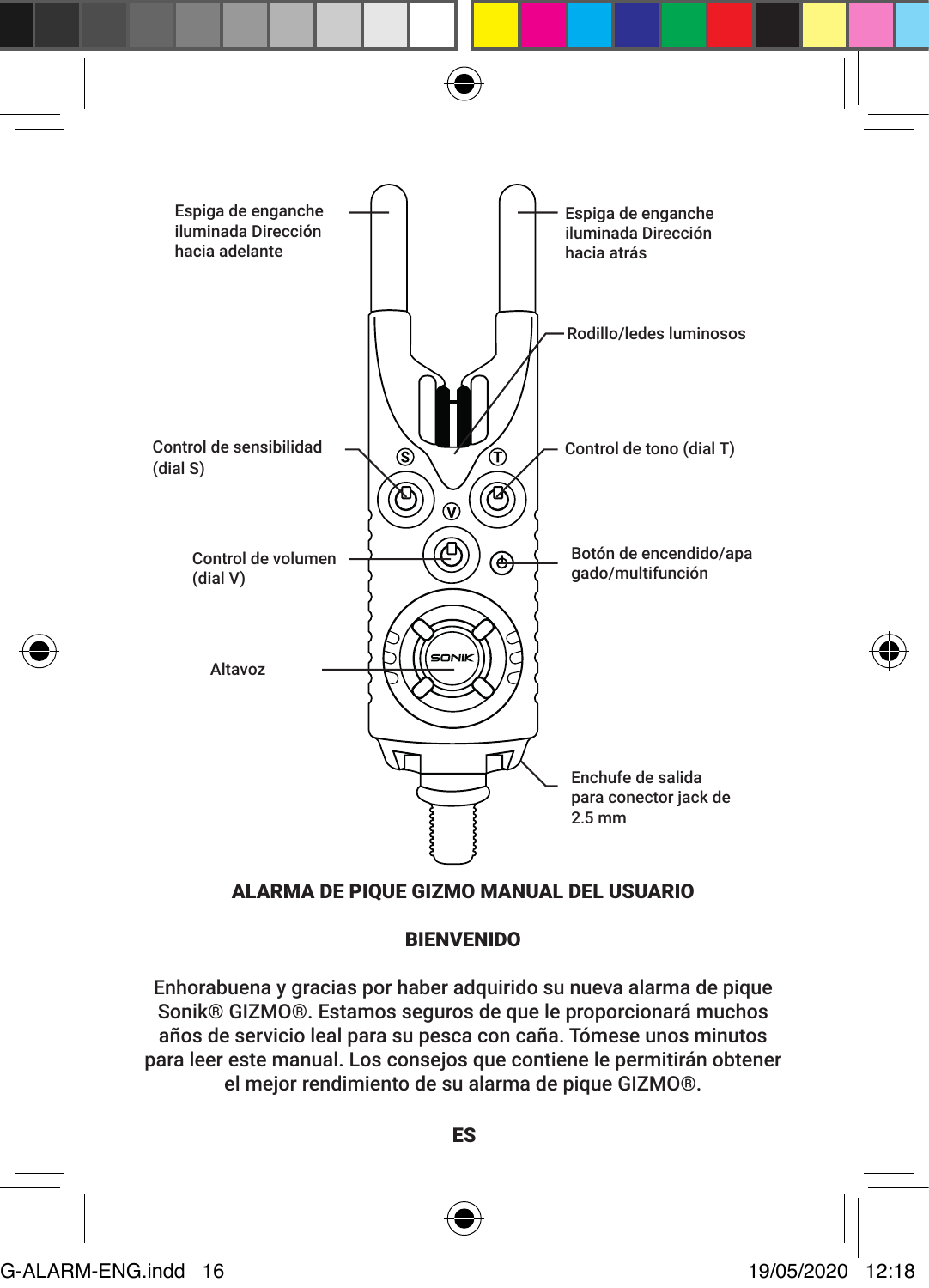Espiga de enganche iluminada Dirección hacia adelante

Espiga de enganche iluminada Dirección hacia atrás

Rodillo/ledes luminosos

Control de sensibilidad (dial S)

Control de tono (dial T)

Control de volumen (dial V)

Botón de encendido/apagado/multifunción

Altavoz

Enchufe de salida para conector jack de 2.5 mm

## ALARMA DE PIQUE GIZMO MANUAL DEL USUARIO

### BIENVENIDO

Enhorabuena y gracias por haber adquirido su nueva alarma de pique Sonik® GIZMO®. Estamos seguros de que le proporcionará muchos años de servicio leal para su pesca con caña. Tómese unos minutos para leer este manual. Los consejos que contiene le permitirán obtener el mejor rendimiento de su alarma de pique GIZMO®.

**ES**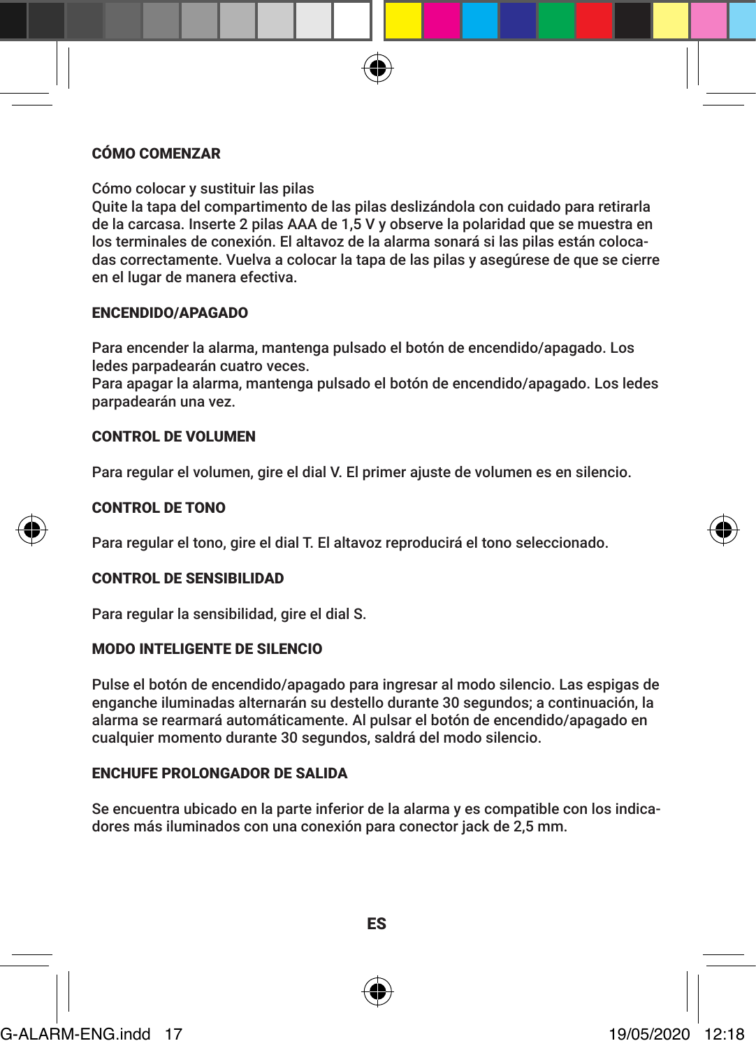## CÓMO COMENZAR

Cómo colocar y sustituir las pilas
Quite la tapa del compartimento de las pilas deslizándola con cuidado para retirarla de la carcasa. Inserte 2 pilas AAA de 1,5 V y observe la polaridad que se muestra en los terminales de conexión. El altavoz de la alarma sonará si las pilas están colocadas correctamente. Vuelva a colocar la tapa de las pilas y asegúrese de que se cierre en el lugar de manera efectiva.

## ENCENDIDO/APAGADO

Para encender la alarma, mantenga pulsado el botón de encendido/apagado. Los ledes parpadearán cuatro veces.
Para apagar la alarma, mantenga pulsado el botón de encendido/apagado. Los ledes parpadearán una vez.

## CONTROL DE VOLUMEN

Para regular el volumen, gire el dial V. El primer ajuste de volumen es en silencio.

## CONTROL DE TONO

Para regular el tono, gire el dial T. El altavoz reproducirá el tono seleccionado.

## CONTROL DE SENSIBILIDAD

Para regular la sensibilidad, gire el dial S.

## MODO INTELIGENTE DE SILENCIO

Pulse el botón de encendido/apagado para ingresar al modo silencio. Las espigas de enganche iluminadas alternarán su destello durante 30 segundos; a continuación, la alarma se rearmará automáticamente. Al pulsar el botón de encendido/apagado en cualquier momento durante 30 segundos, saldrá del modo silencio.

## ENCHUFE PROLONGADOR DE SALIDA

Se encuentra ubicado en la parte inferior de la alarma y es compatible con los indicadores más iluminados con una conexión para conector jack de 2,5 mm.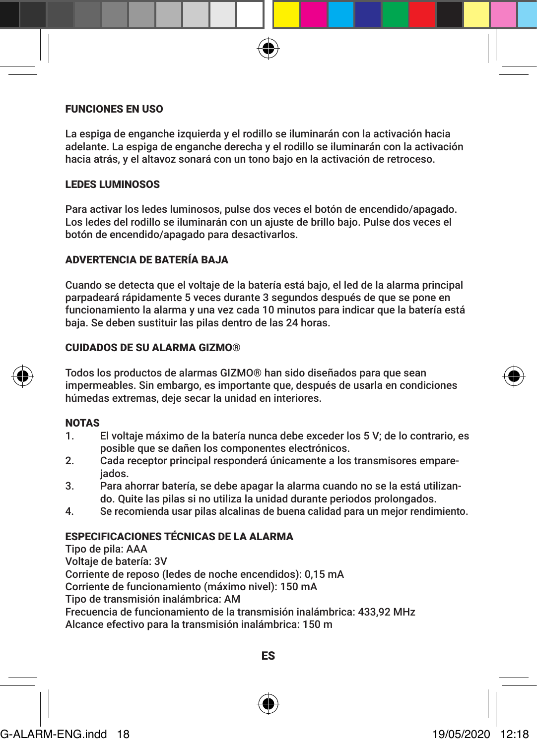## FUNCIONES EN USO

La espiga de enganche izquierda y el rodillo se iluminarán con la activación hacia adelante. La espiga de enganche derecha y el rodillo se iluminarán con la activación hacia atrás, y el altavoz sonará con un tono bajo en la activación de retroceso.

## LEDES LUMINOSOS

Para activar los ledes luminosos, pulse dos veces el botón de encendido/apagado. Los ledes del rodillo se iluminarán con un ajuste de brillo bajo. Pulse dos veces el botón de encendido/apagado para desactivarlos.

## ADVERTENCIA DE BATERÍA BAJA

Cuando se detecta que el voltaje de la batería está bajo, el led de la alarma principal parpadeará rápidamente 5 veces durante 3 segundos después de que se pone en funcionamiento la alarma y una vez cada 10 minutos para indicar que la batería está baja. Se deben sustituir las pilas dentro de las 24 horas.

## CUIDADOS DE SU ALARMA GIZMO®

Todos los productos de alarmas GIZMO® han sido diseñados para que sean impermeables. Sin embargo, es importante que, después de usarla en condiciones húmedas extremas, deje secar la unidad en interiores.

## NOTAS

1. El voltaje máximo de la batería nunca debe exceder los 5 V; de lo contrario, es posible que se dañen los componentes electrónicos.
2. Cada receptor principal responderá únicamente a los transmisores emparejados.
3. Para ahorrar batería, se debe apagar la alarma cuando no se la está utilizando. Quite las pilas si no utiliza la unidad durante periodos prolongados.
4. Se recomienda usar pilas alcalinas de buena calidad para un mejor rendimiento.

## ESPECIFICACIONES TÉCNICAS DE LA ALARMA

Tipo de pila: AAA
Voltaje de batería: 3V
Corriente de reposo (ledes de noche encendidos): 0,15 mA
Corriente de funcionamiento (máximo nivel): 150 mA
Tipo de transmisión inalámbrica: AM
Frecuencia de funcionamiento de la transmisión inalámbrica: 433,92 MHz
Alcance efectivo para la transmisión inalámbrica: 150 m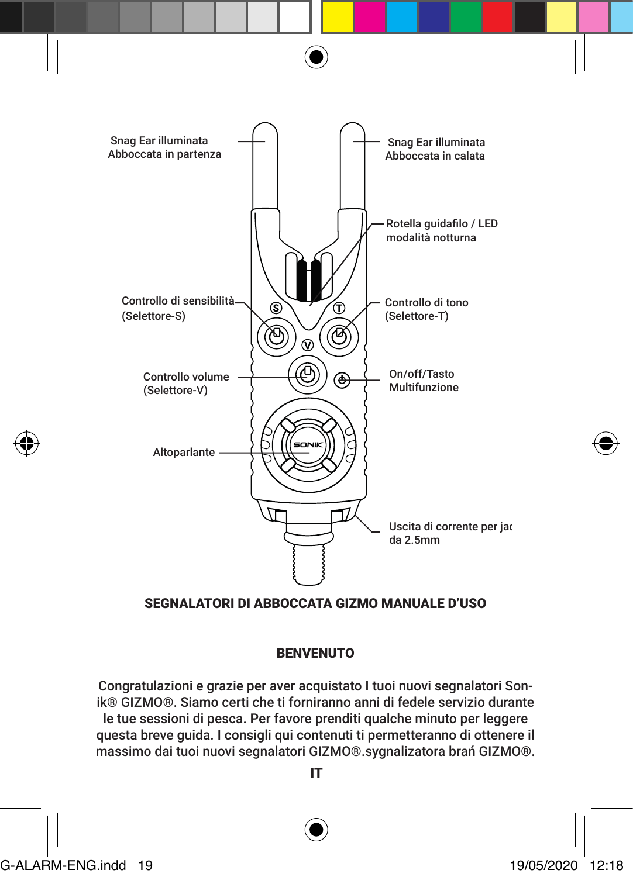Snag Ear illuminata Abboccata in partenza

Snag Ear illuminata Abboccata in calata

Rotella guidafilo / LED modalità notturna

Controllo di sensibilità (Selettore-S)

Controllo di tono (Selettore-T)

Controllo volume (Selettore-V)

On/off/Tasto Multifunzione

Altoparlante

Uscita di corrente per jac da 2.5mm

## SEGNALATORI DI ABBOCCATA GIZMO MANUALE D'USO

### BENVENUTO

Congratulazioni e grazie per aver acquistato I tuoi nuovi segnalatori Sonik® GIZMO®. Siamo certi che ti forniranno anni di fedele servizio durante le tue sessioni di pesca. Per favore prenditi qualche minuto per leggere questa breve guida. I consigli qui contenuti ti permetteranno di ottenere il massimo dai tuoi nuovi segnalatori GIZMO®.sygnalizatora brań GIZMO®.

IT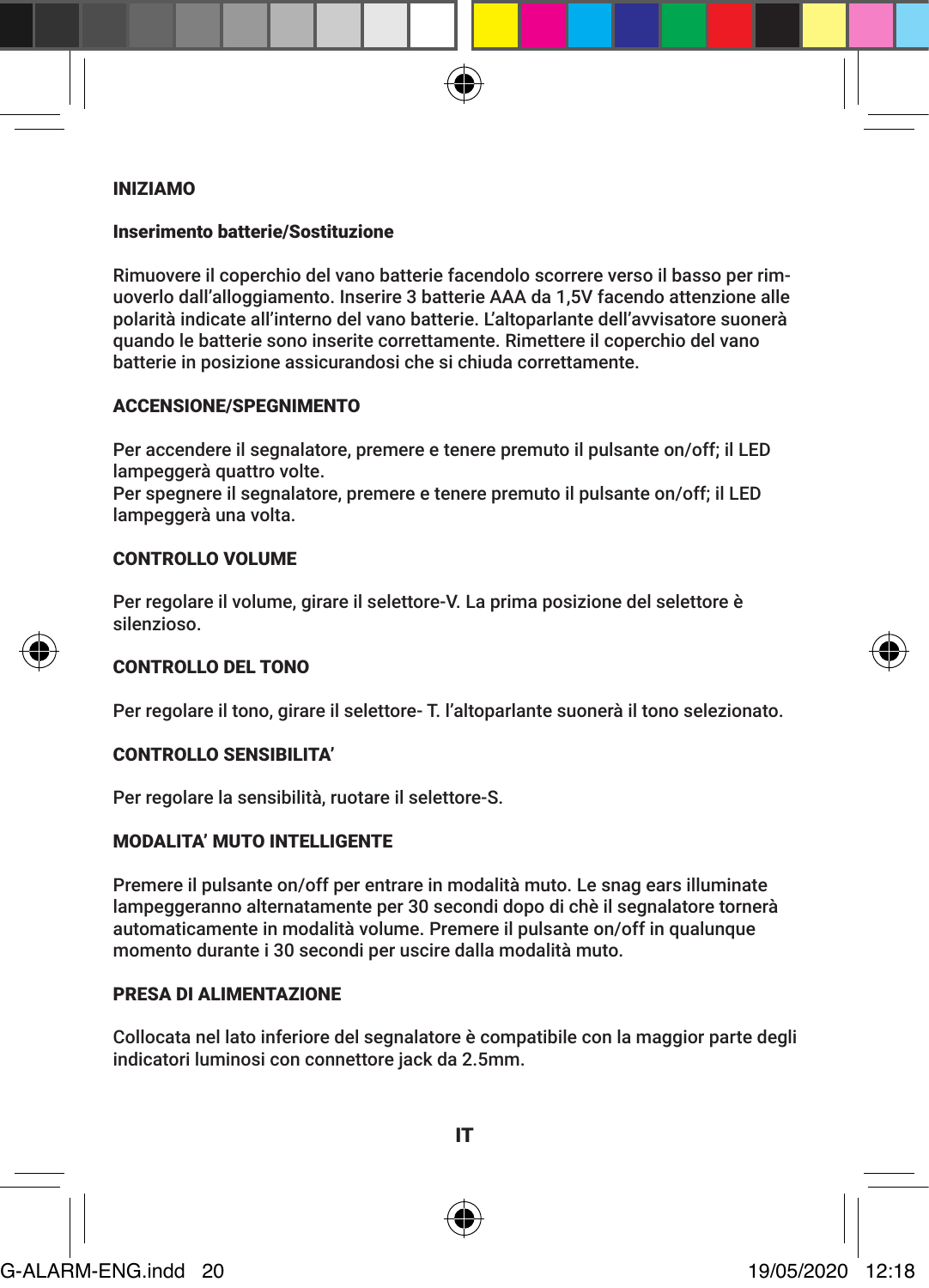## INIZIAMO

### Inserimento batterie/Sostituzione

Rimuovere il coperchio del vano batterie facendolo scorrere verso il basso per rimuoverlo dall'alloggiamento. Inserire 3 batterie AAA da 1,5V facendo attenzione alle polarità indicate all'interno del vano batterie. L'altoparlante dell'avvisatore suonerà quando le batterie sono inserite correttamente. Rimettere il coperchio del vano batterie in posizione assicurandosi che si chiuda correttamente.

### ACCENSIONE/SPEGNIMENTO

Per accendere il segnalatore, premere e tenere premuto il pulsante on/off; il LED lampeggerà quattro volte.
Per spegnere il segnalatore, premere e tenere premuto il pulsante on/off; il LED lampeggerà una volta.

### CONTROLLO VOLUME

Per regolare il volume, girare il selettore-V. La prima posizione del selettore è silenzioso.

### CONTROLLO DEL TONO

Per regolare il tono, girare il selettore- T. l'altoparlante suonerà il tono selezionato.

### CONTROLLO SENSIBILITA'

Per regolare la sensibilità, ruotare il selettore-S.

### MODALITA' MUTO INTELLIGENTE

Premere il pulsante on/off per entrare in modalità muto. Le snag ears illuminate lampeggeranno alternatamente per 30 secondi dopo di chè il segnalatore tornerà automaticamente in modalità volume. Premere il pulsante on/off in qualunque momento durante i 30 secondi per uscire dalla modalità muto.

### PRESA DI ALIMENTAZIONE

Collocata nel lato inferiore del segnalatore è compatibile con la maggior parte degli indicatori luminosi con connettore jack da 2.5mm.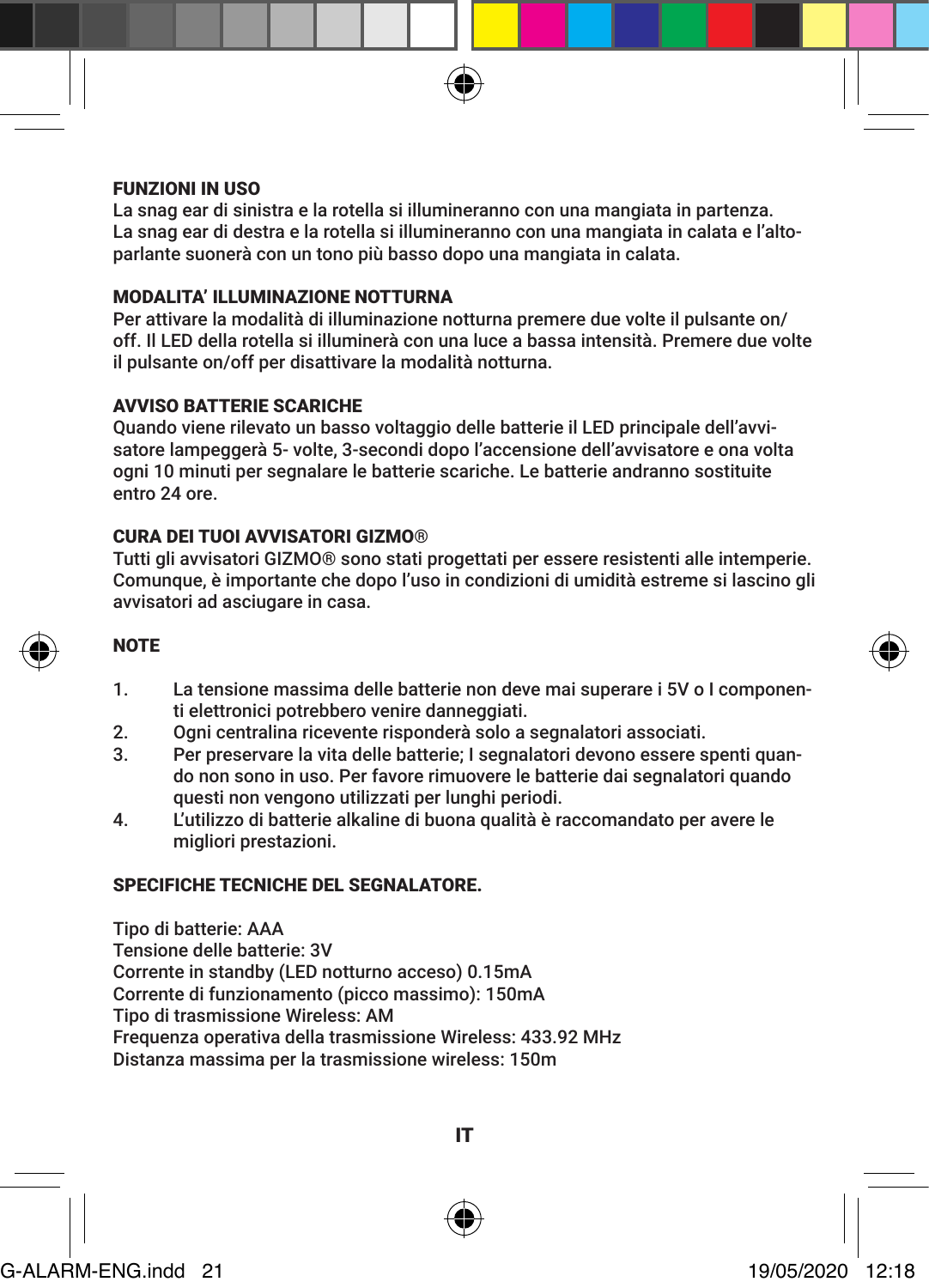## FUNZIONI IN USO

La snag ear di sinistra e la rotella si illumineranno con una mangiata in partenza.
La snag ear di destra e la rotella si illumineranno con una mangiata in calata e l'altoparlante suonerà con un tono più basso dopo una mangiata in calata.

## MODALITA' ILLUMINAZIONE NOTTURNA

Per attivare la modalità di illuminazione notturna premere due volte il pulsante on/off. Il LED della rotella si illuminerà con una luce a bassa intensità. Premere due volte il pulsante on/off per disattivare la modalità notturna.

## AVVISO BATTERIE SCARICHE

Quando viene rilevato un basso voltaggio delle batterie il LED principale dell'avvisatore lampeggerà 5- volte, 3-secondi dopo l'accensione dell'avvisatore e ona volta ogni 10 minuti per segnalare le batterie scariche. Le batterie andranno sostituite entro 24 ore.

## CURA DEI TUOI AVVISATORI GIZMO®

Tutti gli avvisatori GIZMO® sono stati progettati per essere resistenti alle intemperie. Comunque, è importante che dopo l'uso in condizioni di umidità estreme si lascino gli avvisatori ad asciugare in casa.

## NOTE

1. La tensione massima delle batterie non deve mai superare i 5V o I componenti elettronici potrebbero venire danneggiati.
2. Ogni centralina ricevente risponderà solo a segnalatori associati.
3. Per preservare la vita delle batterie; I segnalatori devono essere spenti quando non sono in uso. Per favore rimuovere le batterie dai segnalatori quando questi non vengono utilizzati per lunghi periodi.
4. L'utilizzo di batterie alkaline di buona qualità è raccomandato per avere le migliori prestazioni.

## SPECIFICHE TECNICHE DEL SEGNALATORE.

Tipo di batterie: AAA
Tensione delle batterie: 3V
Corrente in standby (LED notturno acceso) 0.15mA
Corrente di funzionamento (picco massimo): 150mA
Tipo di trasmissione Wireless: AM
Frequenza operativa della trasmissione Wireless: 433.92 MHz
Distanza massima per la trasmissione wireless: 150m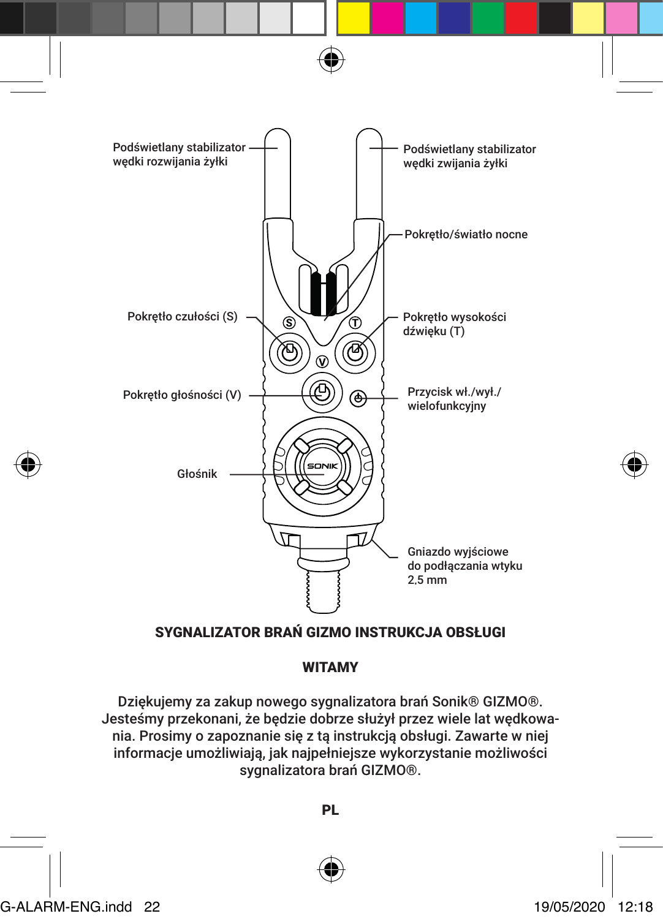Podświetlany stabilizator wędki rozwijania żyłki

Podświetlany stabilizator wędki zwijania żyłki

Pokrętło/światło nocne

Pokrętło czułości (S)

Pokrętło wysokości dźwięku (T)

Pokrętło głośności (V)

Przycisk wł./wył./wielofunkcyjny

Głośnik

Gniazdo wyjściowe do podłączania wtyku 2,5 mm

## SYGNALIZATOR BRAŃ GIZMO INSTRUKCJA OBSŁUGI

### WITAMY

Dziękujemy za zakup nowego sygnalizatora brań Sonik® GIZMO®. Jesteśmy przekonani, że będzie dobrze służył przez wiele lat wędkowania. Prosimy o zapoznanie się z tą instrukcją obsługi. Zawarte w niej informacje umożliwiają, jak najpełniejsze wykorzystanie możliwości sygnalizatora brań GIZMO®.

**PL**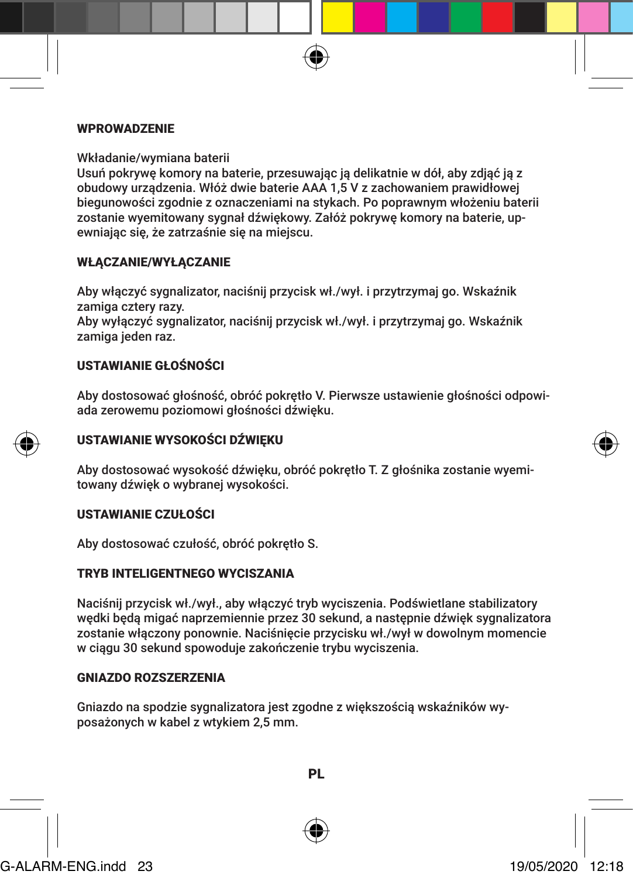## WPROWADZENIE

Wkładanie/wymiana baterii
Usuń pokrywę komory na baterie, przesuwając ją delikatnie w dół, aby zdjąć ją z obudowy urządzenia. Włóż dwie baterie AAA 1,5 V z zachowaniem prawidłowej biegunowości zgodnie z oznaczeniami na stykach. Po poprawnym włożeniu baterii zostanie wyemitowany sygnał dźwiękowy. Załóż pokrywę komory na baterie, upewniając się, że zatrzaśnie się na miejscu.

## WŁĄCZANIE/WYŁĄCZANIE

Aby włączyć sygnalizator, naciśnij przycisk wł./wył. i przytrzymaj go. Wskaźnik zamiga cztery razy.
Aby wyłączyć sygnalizator, naciśnij przycisk wł./wył. i przytrzymaj go. Wskaźnik zamiga jeden raz.

## USTAWIANIE GŁOŚNOŚCI

Aby dostosować głośność, obróć pokrętło V. Pierwsze ustawienie głośności odpowiada zerowemu poziomowi głośności dźwięku.

## USTAWIANIE WYSOKOŚCI DŹWIĘKU

Aby dostosować wysokość dźwięku, obróć pokrętło T. Z głośnika zostanie wyemitowany dźwięk o wybranej wysokości.

## USTAWIANIE CZUŁOŚCI

Aby dostosować czułość, obróć pokrętło S.

## TRYB INTELIGENTNEGO WYCISZANIA

Naciśnij przycisk wł./wył., aby włączyć tryb wyciszenia. Podświetlane stabilizatory wędki będą migać naprzemiennie przez 30 sekund, a następnie dźwięk sygnalizatora zostanie włączony ponownie. Naciśnięcie przycisku wł./wył w dowolnym momencie w ciągu 30 sekund spowoduje zakończenie trybu wyciszenia.

## GNIAZDO ROZSZERZENIA

Gniazdo na spodzie sygnalizatora jest zgodne z większością wskaźników wyposażonych w kabel z wtykiem 2,5 mm.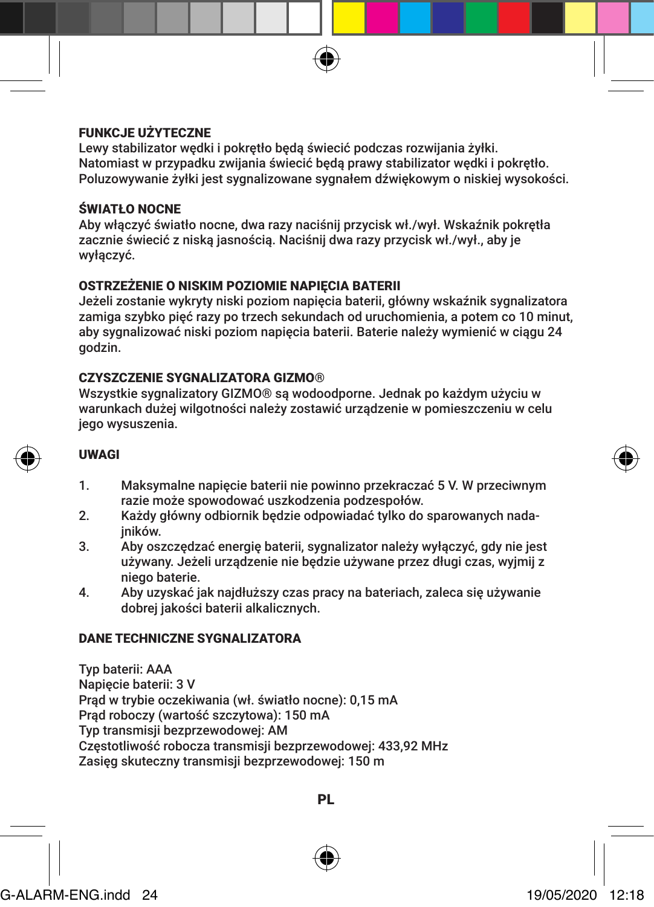## FUNKCJE UŻYTECZNE

Lewy stabilizator wędki i pokrętło będą świecić podczas rozwijania żyłki. Natomiast w przypadku zwijania świecić będą prawy stabilizator wędki i pokrętło. Poluzowywanie żyłki jest sygnalizowane sygnałem dźwiękowym o niskiej wysokości.

## ŚWIATŁO NOCNE

Aby włączyć światło nocne, dwa razy naciśnij przycisk wł./wył. Wskaźnik pokrętła zacznie świecić z niską jasnością. Naciśnij dwa razy przycisk wł./wył., aby je wyłączyć.

## OSTRZEŻENIE O NISKIM POZIOMIE NAPIĘCIA BATERII

Jeżeli zostanie wykryty niski poziom napięcia baterii, główny wskaźnik sygnalizatora zamiga szybko pięć razy po trzech sekundach od uruchomienia, a potem co 10 minut, aby sygnalizować niski poziom napięcia baterii. Baterie należy wymienić w ciągu 24 godzin.

## CZYSZCZENIE SYGNALIZATORA GIZMO®

Wszystkie sygnalizatory GIZMO® są wodoodporne. Jednak po każdym użyciu w warunkach dużej wilgotności należy zostawić urządzenie w pomieszczeniu w celu jego wysuszenia.

## UWAGI

1. Maksymalne napięcie baterii nie powinno przekraczać 5 V. W przeciwnym razie może spowodować uszkodzenia podzespołów.
2. Każdy główny odbiornik będzie odpowiadać tylko do sparowanych nadajników.
3. Aby oszczędzać energię baterii, sygnalizator należy wyłączyć, gdy nie jest używany. Jeżeli urządzenie nie będzie używane przez długi czas, wyjmij z niego baterie.
4. Aby uzyskać jak najdłuższy czas pracy na bateriach, zaleca się używanie dobrej jakości baterii alkalicznych.

## DANE TECHNICZNE SYGNALIZATORA

Typ baterii: AAA
Napięcie baterii: 3 V
Prąd w trybie oczekiwania (wł. światło nocne): 0,15 mA
Prąd roboczy (wartość szczytowa): 150 mA
Typ transmisji bezprzewodowej: AM
Częstotliwość robocza transmisji bezprzewodowej: 433,92 MHz
Zasięg skuteczny transmisji bezprzewodowej: 150 m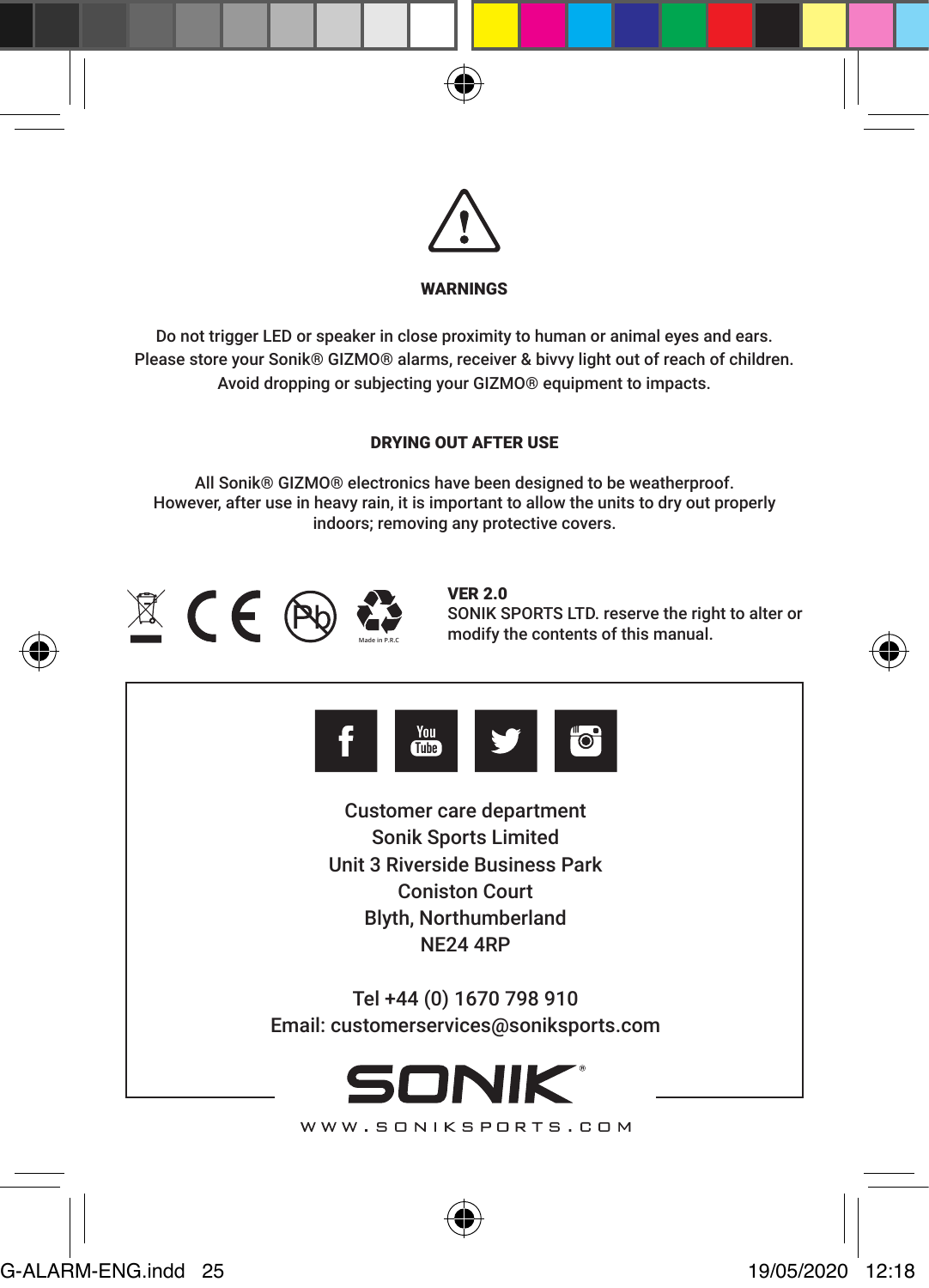## WARNINGS

Do not trigger LED or speaker in close proximity to human or animal eyes and ears.
Please store your Sonik® GIZMO® alarms, receiver & bivvy light out of reach of children.
Avoid dropping or subjecting your GIZMO® equipment to impacts.

## DRYING OUT AFTER USE

All Sonik® GIZMO® electronics have been designed to be weatherproof.
However, after use in heavy rain, it is important to allow the units to dry out properly indoors; removing any protective covers.

Made in P.R.C

**VER 2.0**
SONIK SPORTS LTD. reserve the right to alter or modify the contents of this manual.

Customer care department
Sonik Sports Limited
Unit 3 Riverside Business Park
Coniston Court
Blyth, Northumberland
NE24 4RP

Tel +44 (0) 1670 798 910
Email: customerservices@soniksports.com

SONIK®

WWW.SONIKSPORTS.COM